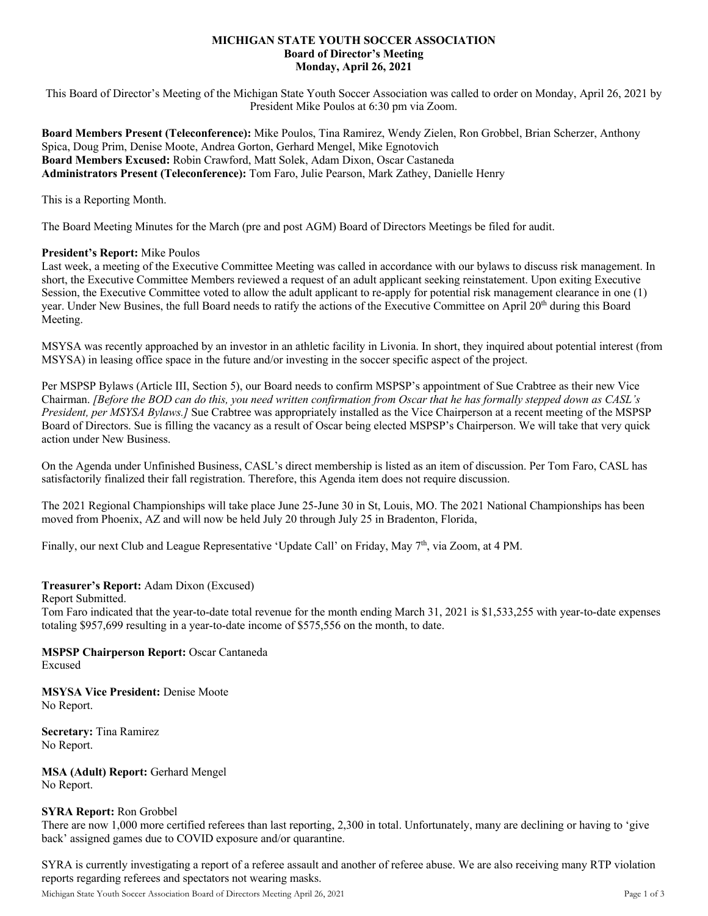# MICHIGAN STATE YOUTH SOCCER ASSOCIATION
## Board of Director's Meeting
## Monday, April 26, 2021

This Board of Director's Meeting of the Michigan State Youth Soccer Association was called to order on Monday, April 26, 2021 by President Mike Poulos at 6:30 pm via Zoom.

**Board Members Present (Teleconference):** Mike Poulos, Tina Ramirez, Wendy Zielen, Ron Grobbel, Brian Scherzer, Anthony Spica, Doug Prim, Denise Moote, Andrea Gorton, Gerhard Mengel, Mike Egnotovich
**Board Members Excused:** Robin Crawford, Matt Solek, Adam Dixon, Oscar Castaneda
**Administrators Present (Teleconference):** Tom Faro, Julie Pearson, Mark Zathey, Danielle Henry

This is a Reporting Month.

The Board Meeting Minutes for the March (pre and post AGM) Board of Directors Meetings be filed for audit.

**President's Report:** Mike Poulos
Last week, a meeting of the Executive Committee Meeting was called in accordance with our bylaws to discuss risk management. In short, the Executive Committee Members reviewed a request of an adult applicant seeking reinstatement. Upon exiting Executive Session, the Executive Committee voted to allow the adult applicant to re-apply for potential risk management clearance in one (1) year. Under New Busines, the full Board needs to ratify the actions of the Executive Committee on April 20th during this Board Meeting.

MSYSA was recently approached by an investor in an athletic facility in Livonia. In short, they inquired about potential interest (from MSYSA) in leasing office space in the future and/or investing in the soccer specific aspect of the project.

Per MSPSP Bylaws (Article III, Section 5), our Board needs to confirm MSPSP's appointment of Sue Crabtree as their new Vice Chairman. *[Before the BOD can do this, you need written confirmation from Oscar that he has formally stepped down as CASL's President, per MSYSA Bylaws.]* Sue Crabtree was appropriately installed as the Vice Chairperson at a recent meeting of the MSPSP Board of Directors. Sue is filling the vacancy as a result of Oscar being elected MSPSP's Chairperson. We will take that very quick action under New Business.

On the Agenda under Unfinished Business, CASL's direct membership is listed as an item of discussion. Per Tom Faro, CASL has satisfactorily finalized their fall registration. Therefore, this Agenda item does not require discussion.

The 2021 Regional Championships will take place June 25-June 30 in St, Louis, MO. The 2021 National Championships has been moved from Phoenix, AZ and will now be held July 20 through July 25 in Bradenton, Florida,

Finally, our next Club and League Representative 'Update Call' on Friday, May 7th, via Zoom, at 4 PM.

**Treasurer's Report:** Adam Dixon (Excused)
Report Submitted.
Tom Faro indicated that the year-to-date total revenue for the month ending March 31, 2021 is $1,533,255 with year-to-date expenses totaling $957,699 resulting in a year-to-date income of $575,556 on the month, to date.

**MSPSP Chairperson Report:** Oscar Cantaneda
Excused

**MSYSA Vice President:** Denise Moote
No Report.

**Secretary:** Tina Ramirez
No Report.

**MSA (Adult) Report:** Gerhard Mengel
No Report.

**SYRA Report:** Ron Grobbel
There are now 1,000 more certified referees than last reporting, 2,300 in total. Unfortunately, many are declining or having to 'give back' assigned games due to COVID exposure and/or quarantine.

SYRA is currently investigating a report of a referee assault and another of referee abuse. We are also receiving many RTP violation reports regarding referees and spectators not wearing masks.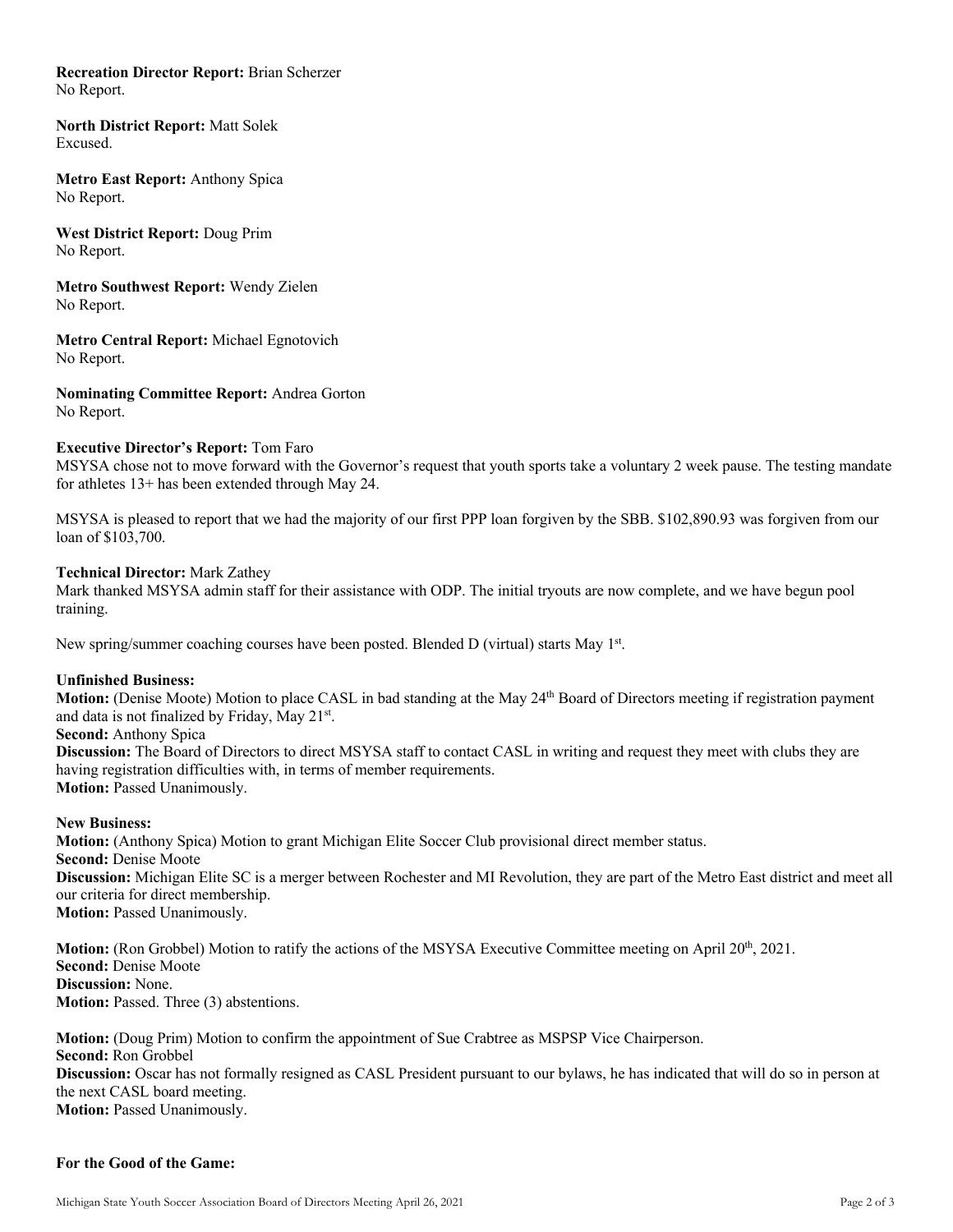**Recreation Director Report:** Brian Scherzer
No Report.

**North District Report:** Matt Solek
Excused.

**Metro East Report:** Anthony Spica
No Report.

**West District Report:** Doug Prim
No Report.

**Metro Southwest Report:** Wendy Zielen
No Report.

**Metro Central Report:** Michael Egnotovich
No Report.

**Nominating Committee Report:** Andrea Gorton
No Report.

**Executive Director's Report:** Tom Faro
MSYSA chose not to move forward with the Governor's request that youth sports take a voluntary 2 week pause. The testing mandate for athletes 13+ has been extended through May 24.

MSYSA is pleased to report that we had the majority of our first PPP loan forgiven by the SBB. $102,890.93 was forgiven from our loan of $103,700.

**Technical Director:** Mark Zathey
Mark thanked MSYSA admin staff for their assistance with ODP. The initial tryouts are now complete, and we have begun pool training.

New spring/summer coaching courses have been posted. Blended D (virtual) starts May 1st.

**Unfinished Business:**
**Motion:** (Denise Moote) Motion to place CASL in bad standing at the May 24th Board of Directors meeting if registration payment and data is not finalized by Friday, May 21st.
**Second:** Anthony Spica
**Discussion:** The Board of Directors to direct MSYSA staff to contact CASL in writing and request they meet with clubs they are having registration difficulties with, in terms of member requirements.
**Motion:** Passed Unanimously.

**New Business:**
**Motion:** (Anthony Spica) Motion to grant Michigan Elite Soccer Club provisional direct member status.
**Second:** Denise Moote
**Discussion:** Michigan Elite SC is a merger between Rochester and MI Revolution, they are part of the Metro East district and meet all our criteria for direct membership.
**Motion:** Passed Unanimously.

**Motion:** (Ron Grobbel) Motion to ratify the actions of the MSYSA Executive Committee meeting on April 20th, 2021.
**Second:** Denise Moote
**Discussion:** None.
**Motion:** Passed. Three (3) abstentions.

**Motion:** (Doug Prim) Motion to confirm the appointment of Sue Crabtree as MSPSP Vice Chairperson.
**Second:** Ron Grobbel
**Discussion:** Oscar has not formally resigned as CASL President pursuant to our bylaws, he has indicated that will do so in person at the next CASL board meeting.
**Motion:** Passed Unanimously.

**For the Good of the Game:**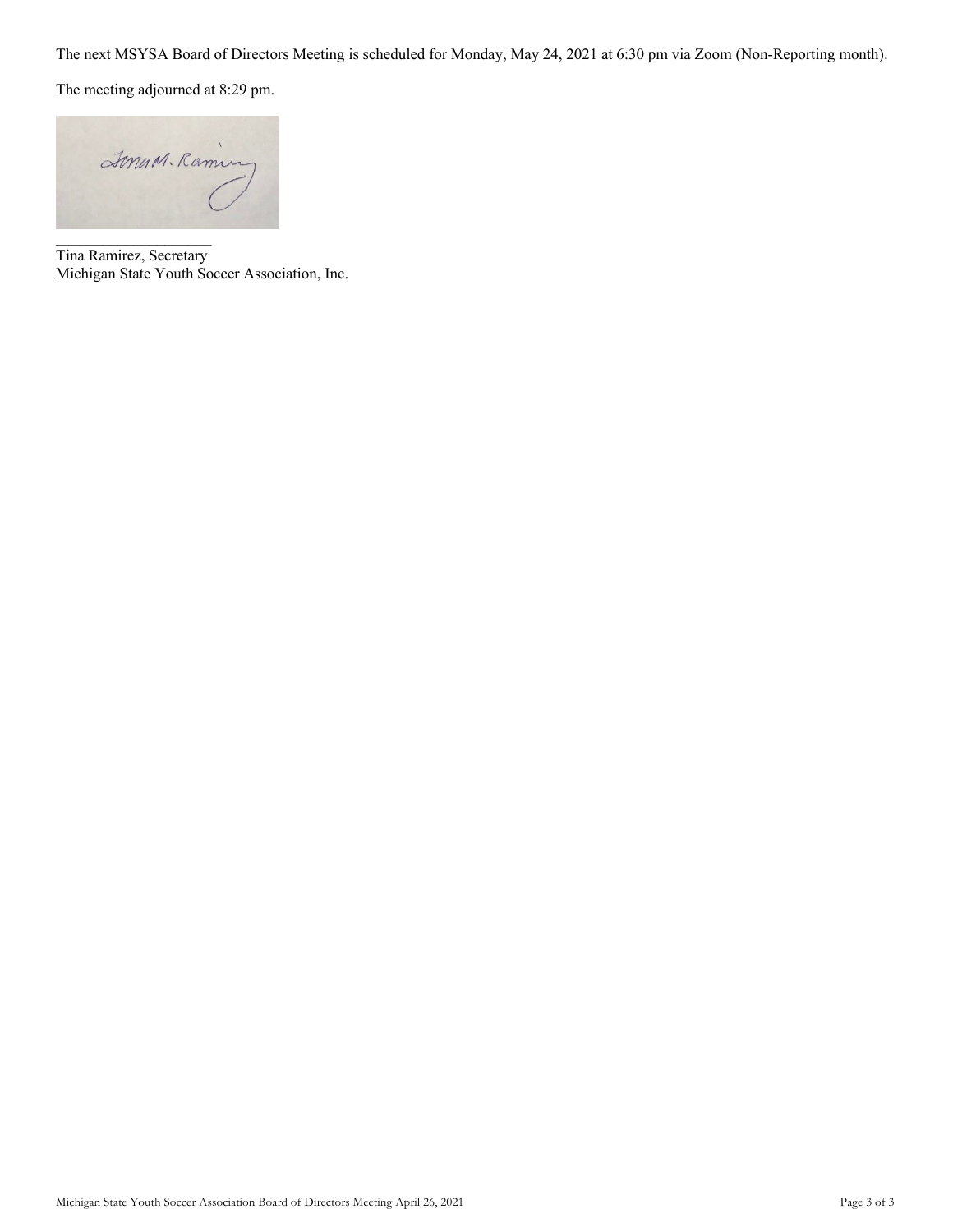The next MSYSA Board of Directors Meeting is scheduled for Monday, May 24, 2021 at 6:30 pm via Zoom (Non-Reporting month).

The meeting adjourned at 8:29 pm.

\_\_\_\_\_\_\_\_\_\_\_\_\_\_\_\_\_\_\_\_

Tina Ramirez, Secretary
Michigan State Youth Soccer Association, Inc.